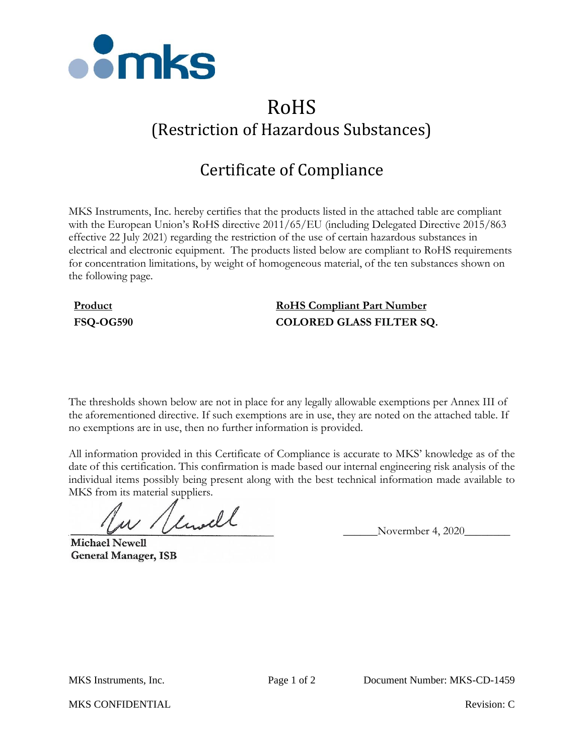# RoHS

## (Restriction of Hazardous Substances)

## Certificate of Compliance

MKS Instruments, Inc. hereby certifies that the products listed in the attached table are compliant with the European Union's RoHS directive 2011/65/EU (including Delegated Directive 2015/863 effective 22 July 2021) regarding the restriction of the use of certain hazardous substances in electrical and electronic equipment. The products listed below are compliant to RoHS requirements for concentration limitations, by weight of homogeneous material, of the ten substances shown on the following page.

| Product | RoHS Compliant Part Number |
|---|---|
| **FSQ-OG590** | **COLORED GLASS FILTER SQ.** |

The thresholds shown below are not in place for any legally allowable exemptions per Annex III of the aforementioned directive. If such exemptions are in use, they are noted on the attached table. If no exemptions are in use, then no further information is provided.

All information provided in this Certificate of Compliance is accurate to MKS' knowledge as of the date of this certification. This confirmation is made based our internal engineering risk analysis of the individual items possibly being present along with the best technical information made available to MKS from its material suppliers.

______________________________ ______Novermber 4, 2020________

**Michael Newell**
**General Manager, ISB**

MKS Instruments, Inc. Document Number: MKS-CD-1459

MKS CONFIDENTIAL Revision: C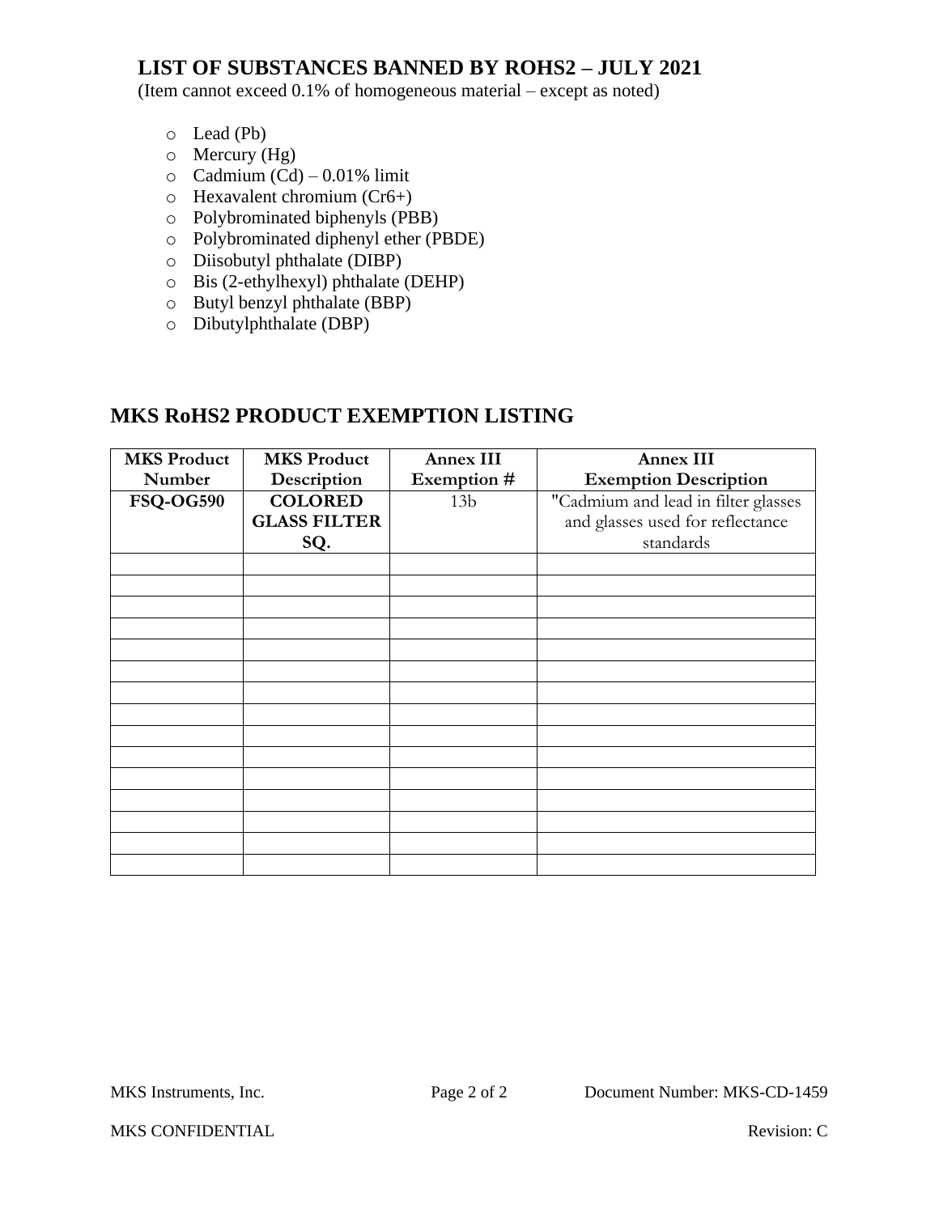## LIST OF SUBSTANCES BANNED BY ROHS2 – JULY 2021

(Item cannot exceed 0.1% of homogeneous material – except as noted)

- Lead (Pb)
- Mercury (Hg)
- Cadmium (Cd) – 0.01% limit
- Hexavalent chromium (Cr6+)
- Polybrominated biphenyls (PBB)
- Polybrominated diphenyl ether (PBDE)
- Diisobutyl phthalate (DIBP)
- Bis (2-ethylhexyl) phthalate (DEHP)
- Butyl benzyl phthalate (BBP)
- Dibutylphthalate (DBP)

## MKS RoHS2 PRODUCT EXEMPTION LISTING

| MKS Product Number | MKS Product Description | Annex III Exemption # | Annex III Exemption Description |
|---|---|---|---|
| **FSQ-OG590** | **COLORED GLASS FILTER SQ.** | 13b | "Cadmium and lead in filter glasses and glasses used for reflectance standards |
| | | | |
| | | | |
| | | | |
| | | | |
| | | | |
| | | | |
| | | | |
| | | | |
| | | | |
| | | | |
| | | | |
| | | | |
| | | | |
| | | | |

MKS Instruments, Inc. Document Number: MKS-CD-1459

MKS CONFIDENTIAL Revision: C